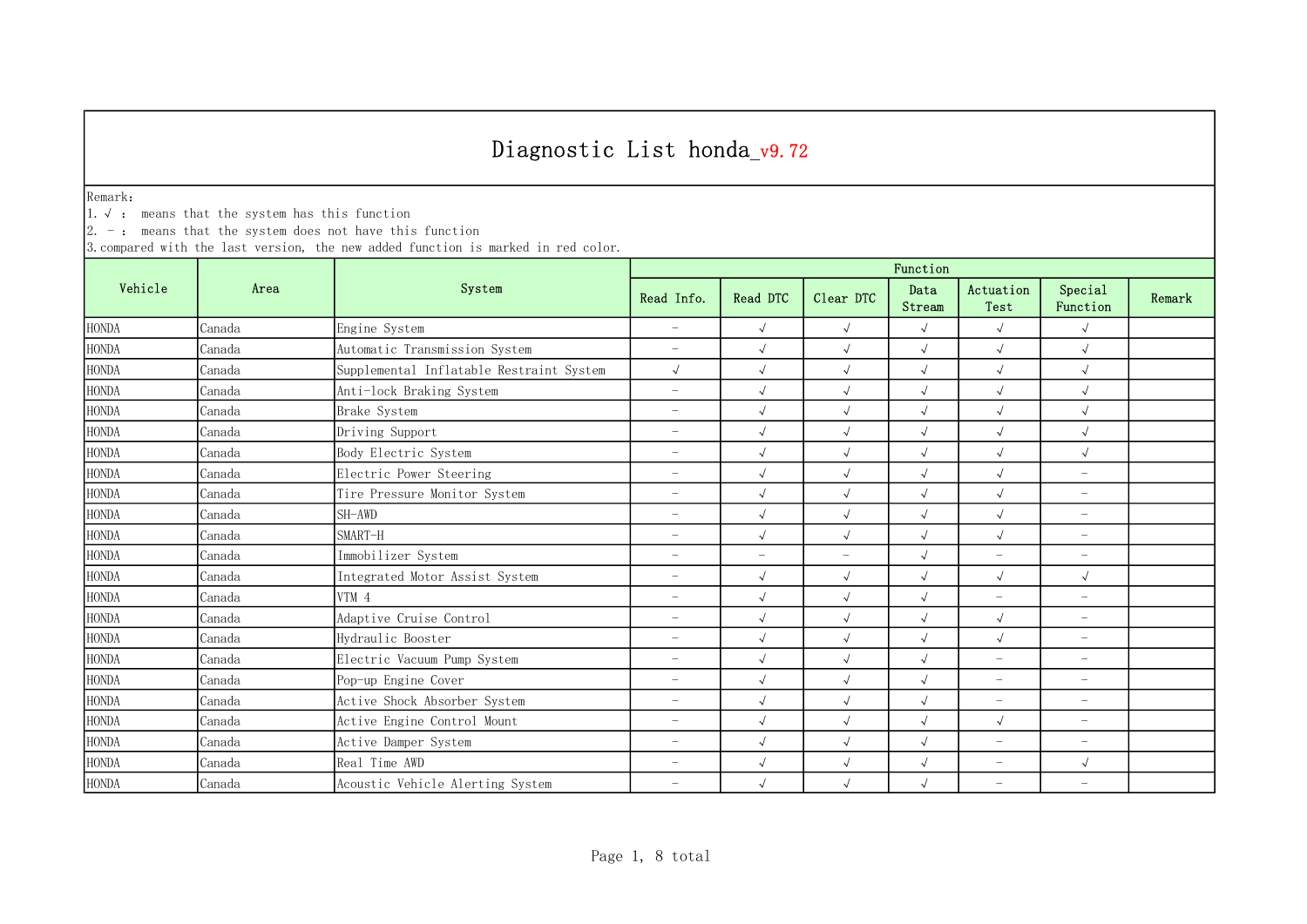# Diagnostic List honda_v9.72

Remark:
1. √ ： means that the system has this function
2. － ： means that the system does not have this function
3. compared with the last version, the new added function is marked in red color.

| Vehicle | Area | System | Function | | | | | | |
|---|---|---|---|---|---|---|---|---|---|
| | | | Read Info. | Read DTC | Clear DTC | Data Stream | Actuation Test | Special Function | Remark |
| HONDA | Canada | Engine System | － | √ | √ | √ | √ | √ | |
| HONDA | Canada | Automatic Transmission System | － | √ | √ | √ | √ | √ | |
| HONDA | Canada | Supplemental Inflatable Restraint System | √ | √ | √ | √ | √ | √ | |
| HONDA | Canada | Anti-lock Braking System | － | √ | √ | √ | √ | √ | |
| HONDA | Canada | Brake System | － | √ | √ | √ | √ | √ | |
| HONDA | Canada | Driving Support | － | √ | √ | √ | √ | √ | |
| HONDA | Canada | Body Electric System | － | √ | √ | √ | √ | √ | |
| HONDA | Canada | Electric Power Steering | － | √ | √ | √ | √ | － | |
| HONDA | Canada | Tire Pressure Monitor System | － | √ | √ | √ | √ | － | |
| HONDA | Canada | SH-AWD | － | √ | √ | √ | √ | － | |
| HONDA | Canada | SMART-H | － | √ | √ | √ | √ | － | |
| HONDA | Canada | Immobilizer System | － | － | － | √ | － | － | |
| HONDA | Canada | Integrated Motor Assist System | － | √ | √ | √ | √ | √ | |
| HONDA | Canada | VTM 4 | － | √ | √ | √ | － | － | |
| HONDA | Canada | Adaptive Cruise Control | － | √ | √ | √ | √ | － | |
| HONDA | Canada | Hydraulic Booster | － | √ | √ | √ | √ | － | |
| HONDA | Canada | Electric Vacuum Pump System | － | √ | √ | √ | － | － | |
| HONDA | Canada | Pop-up Engine Cover | － | √ | √ | √ | － | － | |
| HONDA | Canada | Active Shock Absorber System | － | √ | √ | √ | － | － | |
| HONDA | Canada | Active Engine Control Mount | － | √ | √ | √ | √ | － | |
| HONDA | Canada | Active Damper System | － | √ | √ | √ | － | － | |
| HONDA | Canada | Real Time AWD | － | √ | √ | √ | － | √ | |
| HONDA | Canada | Acoustic Vehicle Alerting System | － | √ | √ | √ | － | － | |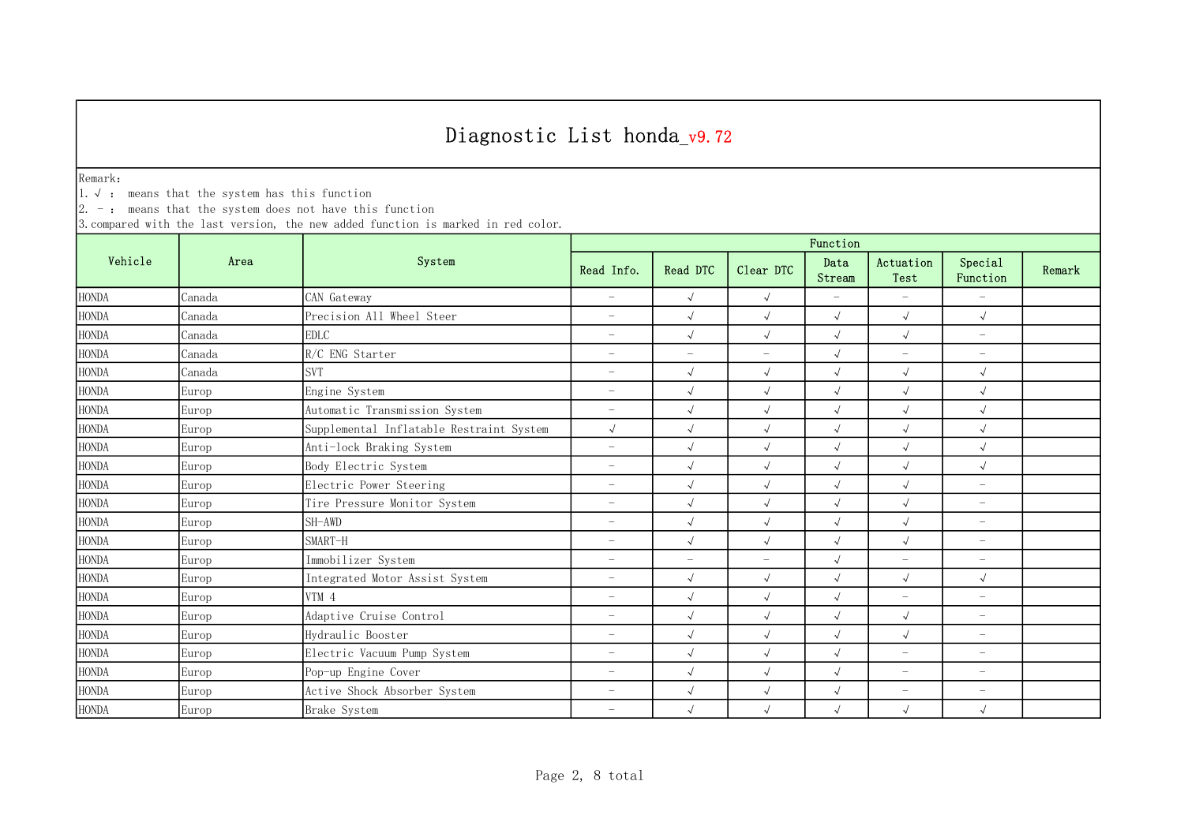# Diagnostic List honda_v9.72

Remark:
1. √ : means that the system has this function
2. - : means that the system does not have this function
3.compared with the last version, the new added function is marked in red color.

| Vehicle | Area | System | Function | | | | | | |
|---|---|---|---|---|---|---|---|---|---|
| | | | Read Info. | Read DTC | Clear DTC | Data Stream | Actuation Test | Special Function | Remark |
| HONDA | Canada | CAN Gateway | - | √ | √ | - | - | - | |
| HONDA | Canada | Precision All Wheel Steer | - | √ | √ | √ | √ | √ | |
| HONDA | Canada | EDLC | - | √ | √ | √ | √ | - | |
| HONDA | Canada | R/C ENG Starter | - | - | - | √ | - | - | |
| HONDA | Canada | SVT | - | √ | √ | √ | √ | √ | |
| HONDA | Europ | Engine System | - | √ | √ | √ | √ | √ | |
| HONDA | Europ | Automatic Transmission System | - | √ | √ | √ | √ | √ | |
| HONDA | Europ | Supplemental Inflatable Restraint System | √ | √ | √ | √ | √ | √ | |
| HONDA | Europ | Anti-lock Braking System | - | √ | √ | √ | √ | √ | |
| HONDA | Europ | Body Electric System | - | √ | √ | √ | √ | √ | |
| HONDA | Europ | Electric Power Steering | - | √ | √ | √ | √ | - | |
| HONDA | Europ | Tire Pressure Monitor System | - | √ | √ | √ | √ | - | |
| HONDA | Europ | SH-AWD | - | √ | √ | √ | √ | - | |
| HONDA | Europ | SMART-H | - | √ | √ | √ | √ | - | |
| HONDA | Europ | Immobilizer System | - | - | - | √ | - | - | |
| HONDA | Europ | Integrated Motor Assist System | - | √ | √ | √ | √ | √ | |
| HONDA | Europ | VTM 4 | - | √ | √ | √ | - | - | |
| HONDA | Europ | Adaptive Cruise Control | - | √ | √ | √ | √ | - | |
| HONDA | Europ | Hydraulic Booster | - | √ | √ | √ | √ | - | |
| HONDA | Europ | Electric Vacuum Pump System | - | √ | √ | √ | - | - | |
| HONDA | Europ | Pop-up Engine Cover | - | √ | √ | √ | - | - | |
| HONDA | Europ | Active Shock Absorber System | - | √ | √ | √ | - | - | |
| HONDA | Europ | Brake System | - | √ | √ | √ | √ | √ | |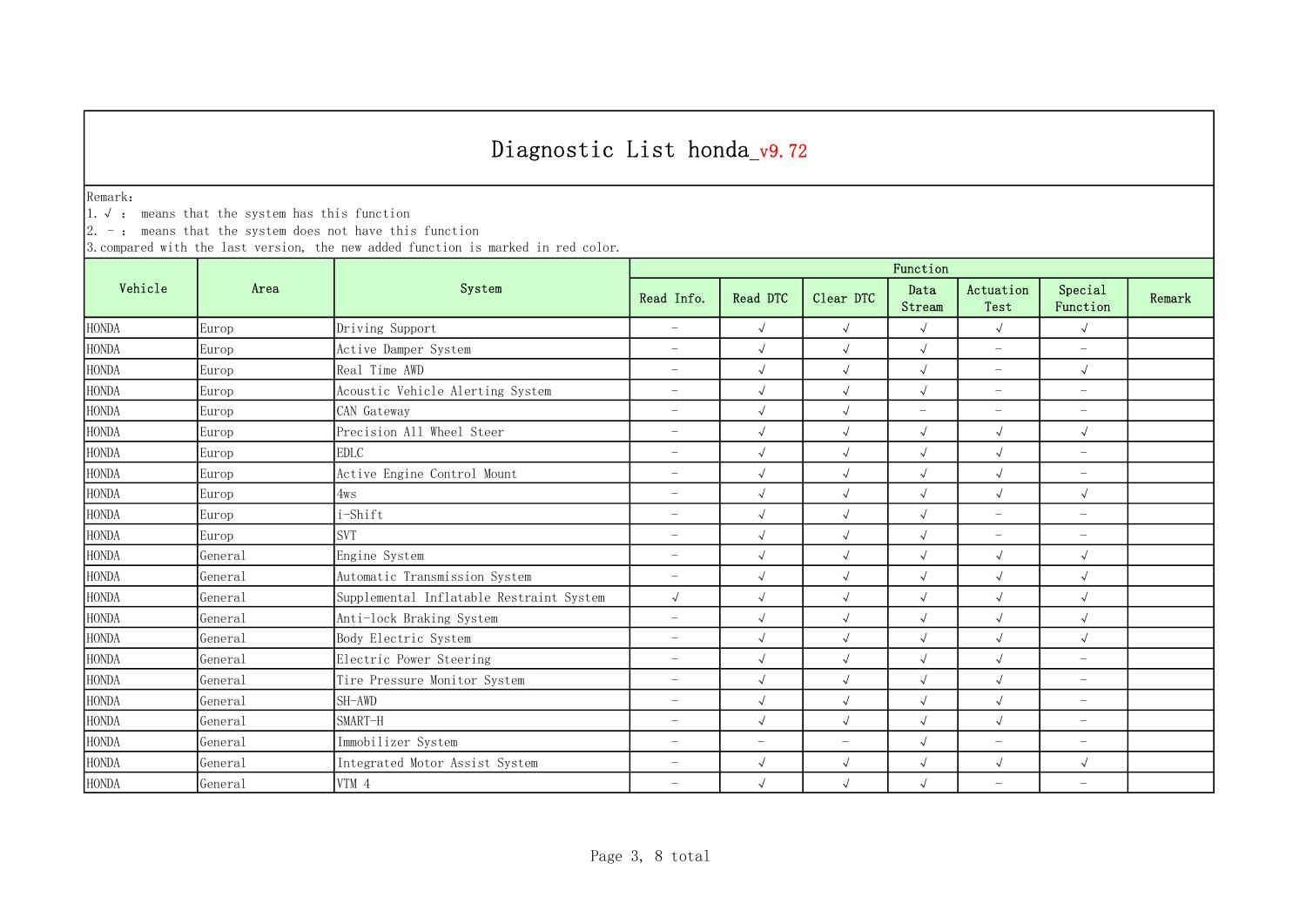# Diagnostic List honda_v9.72

Remark:
1. √ : means that the system has this function
2. – : means that the system does not have this function
3. compared with the last version, the new added function is marked in red color.

| Vehicle | Area | System | Function | | | | | | |
|---|---|---|---|---|---|---|---|---|---|
| | | | Read Info. | Read DTC | Clear DTC | Data Stream | Actuation Test | Special Function | Remark |
| HONDA | Europ | Driving Support | – | √ | √ | √ | √ | √ | |
| HONDA | Europ | Active Damper System | – | √ | √ | √ | – | – | |
| HONDA | Europ | Real Time AWD | – | √ | √ | √ | – | √ | |
| HONDA | Europ | Acoustic Vehicle Alerting System | – | √ | √ | √ | – | – | |
| HONDA | Europ | CAN Gateway | – | √ | √ | – | – | – | |
| HONDA | Europ | Precision All Wheel Steer | – | √ | √ | √ | √ | √ | |
| HONDA | Europ | EDLC | – | √ | √ | √ | √ | – | |
| HONDA | Europ | Active Engine Control Mount | – | √ | √ | √ | √ | – | |
| HONDA | Europ | 4ws | – | √ | √ | √ | √ | √ | |
| HONDA | Europ | i-Shift | – | √ | √ | √ | – | – | |
| HONDA | Europ | SVT | – | √ | √ | √ | – | – | |
| HONDA | General | Engine System | – | √ | √ | √ | √ | √ | |
| HONDA | General | Automatic Transmission System | – | √ | √ | √ | √ | √ | |
| HONDA | General | Supplemental Inflatable Restraint System | √ | √ | √ | √ | √ | √ | |
| HONDA | General | Anti-lock Braking System | – | √ | √ | √ | √ | √ | |
| HONDA | General | Body Electric System | – | √ | √ | √ | √ | √ | |
| HONDA | General | Electric Power Steering | – | √ | √ | √ | √ | – | |
| HONDA | General | Tire Pressure Monitor System | – | √ | √ | √ | √ | – | |
| HONDA | General | SH-AWD | – | √ | √ | √ | √ | – | |
| HONDA | General | SMART-H | – | √ | √ | √ | √ | – | |
| HONDA | General | Immobilizer System | – | – | – | √ | – | – | |
| HONDA | General | Integrated Motor Assist System | – | √ | √ | √ | √ | √ | |
| HONDA | General | VTM 4 | – | √ | √ | √ | – | – | |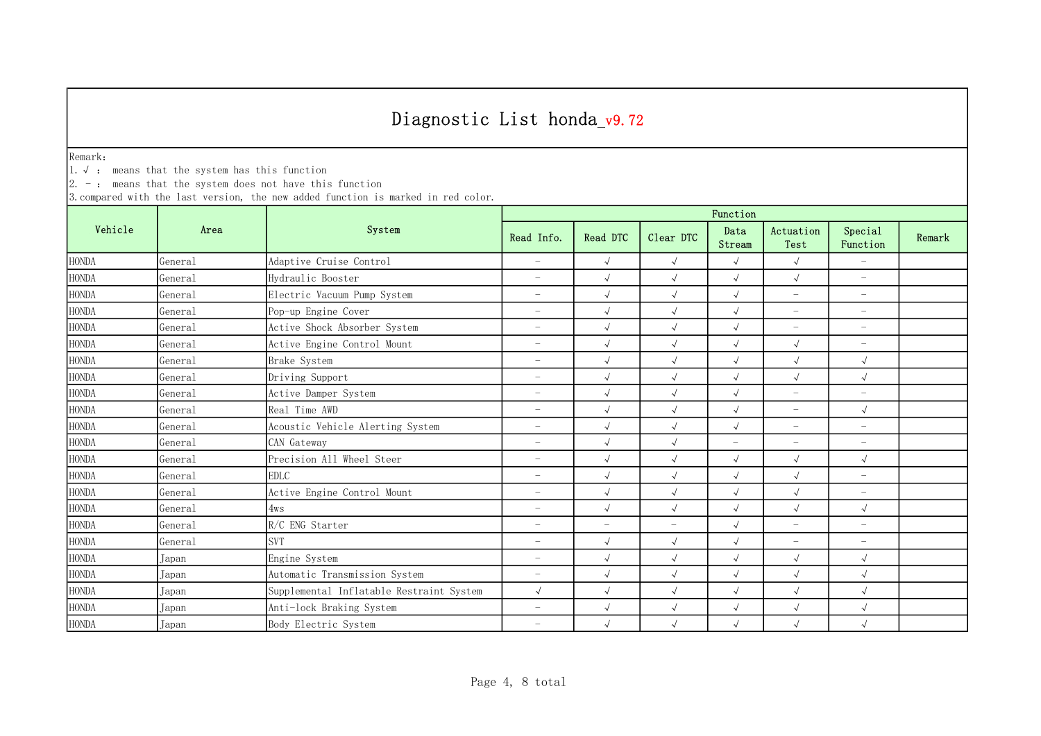# Diagnostic List honda_v9.72

Remark:
1. √ : means that the system has this function
2. - : means that the system does not have this function
3.compared with the last version, the new added function is marked in red color.

| Vehicle | Area | System | Function | | | | | | |
|---|---|---|---|---|---|---|---|---|---|
| | | | Read Info. | Read DTC | Clear DTC | Data Stream | Actuation Test | Special Function | Remark |
| HONDA | General | Adaptive Cruise Control | - | √ | √ | √ | √ | - | |
| HONDA | General | Hydraulic Booster | - | √ | √ | √ | √ | - | |
| HONDA | General | Electric Vacuum Pump System | - | √ | √ | √ | - | - | |
| HONDA | General | Pop-up Engine Cover | - | √ | √ | √ | - | - | |
| HONDA | General | Active Shock Absorber System | - | √ | √ | √ | - | - | |
| HONDA | General | Active Engine Control Mount | - | √ | √ | √ | √ | - | |
| HONDA | General | Brake System | - | √ | √ | √ | √ | √ | |
| HONDA | General | Driving Support | - | √ | √ | √ | √ | √ | |
| HONDA | General | Active Damper System | - | √ | √ | √ | - | - | |
| HONDA | General | Real Time AWD | - | √ | √ | √ | - | √ | |
| HONDA | General | Acoustic Vehicle Alerting System | - | √ | √ | √ | - | - | |
| HONDA | General | CAN Gateway | - | √ | √ | - | - | - | |
| HONDA | General | Precision All Wheel Steer | - | √ | √ | √ | √ | √ | |
| HONDA | General | EDLC | - | √ | √ | √ | √ | - | |
| HONDA | General | Active Engine Control Mount | - | √ | √ | √ | √ | - | |
| HONDA | General | 4ws | - | √ | √ | √ | √ | √ | |
| HONDA | General | R/C ENG Starter | - | - | - | √ | - | - | |
| HONDA | General | SVT | - | √ | √ | √ | - | - | |
| HONDA | Japan | Engine System | - | √ | √ | √ | √ | √ | |
| HONDA | Japan | Automatic Transmission System | - | √ | √ | √ | √ | √ | |
| HONDA | Japan | Supplemental Inflatable Restraint System | √ | √ | √ | √ | √ | √ | |
| HONDA | Japan | Anti-lock Braking System | - | √ | √ | √ | √ | √ | |
| HONDA | Japan | Body Electric System | - | √ | √ | √ | √ | √ | |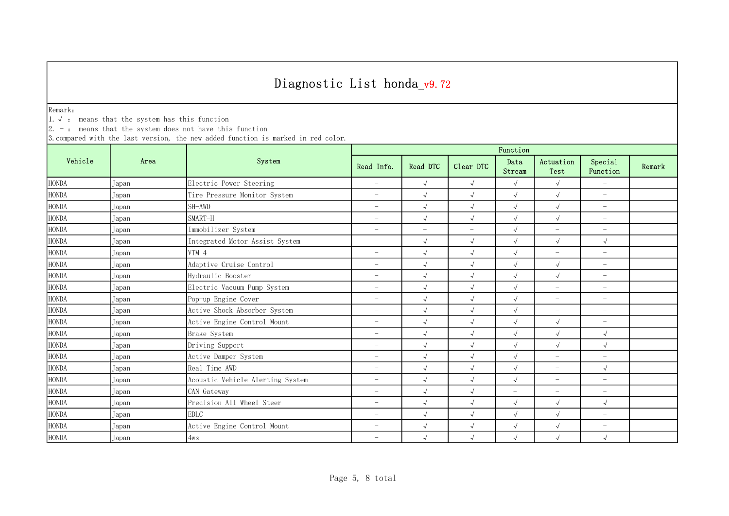# Diagnostic List honda_v9.72

Remark:
1. √ : means that the system has this function
2. - : means that the system does not have this function
3.compared with the last version, the new added function is marked in red color.

| Vehicle | Area | System | Function | | | | | | |
|---|---|---|---|---|---|---|---|---|---|
| | | | Read Info. | Read DTC | Clear DTC | Data Stream | Actuation Test | Special Function | Remark |
| HONDA | Japan | Electric Power Steering | - | √ | √ | √ | √ | - | |
| HONDA | Japan | Tire Pressure Monitor System | - | √ | √ | √ | √ | - | |
| HONDA | Japan | SH-AWD | - | √ | √ | √ | √ | - | |
| HONDA | Japan | SMART-H | - | √ | √ | √ | √ | - | |
| HONDA | Japan | Immobilizer System | - | - | - | √ | - | - | |
| HONDA | Japan | Integrated Motor Assist System | - | √ | √ | √ | √ | √ | |
| HONDA | Japan | VTM 4 | - | √ | √ | √ | - | - | |
| HONDA | Japan | Adaptive Cruise Control | - | √ | √ | √ | √ | - | |
| HONDA | Japan | Hydraulic Booster | - | √ | √ | √ | √ | - | |
| HONDA | Japan | Electric Vacuum Pump System | - | √ | √ | √ | - | - | |
| HONDA | Japan | Pop-up Engine Cover | - | √ | √ | √ | - | - | |
| HONDA | Japan | Active Shock Absorber System | - | √ | √ | √ | - | - | |
| HONDA | Japan | Active Engine Control Mount | - | √ | √ | √ | √ | - | |
| HONDA | Japan | Brake System | - | √ | √ | √ | √ | √ | |
| HONDA | Japan | Driving Support | - | √ | √ | √ | √ | √ | |
| HONDA | Japan | Active Damper System | - | √ | √ | √ | - | - | |
| HONDA | Japan | Real Time AWD | - | √ | √ | √ | - | √ | |
| HONDA | Japan | Acoustic Vehicle Alerting System | - | √ | √ | √ | - | - | |
| HONDA | Japan | CAN Gateway | - | √ | √ | - | - | - | |
| HONDA | Japan | Precision All Wheel Steer | - | √ | √ | √ | √ | √ | |
| HONDA | Japan | EDLC | - | √ | √ | √ | √ | - | |
| HONDA | Japan | Active Engine Control Mount | - | √ | √ | √ | √ | - | |
| HONDA | Japan | 4ws | - | √ | √ | √ | √ | √ | |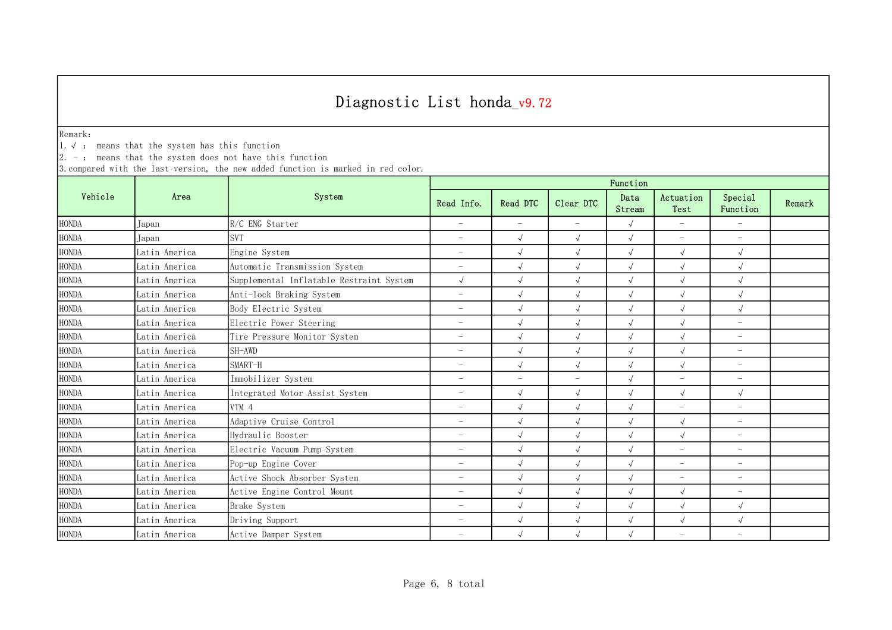# Diagnostic List honda_v9.72

Remark:
1. √ : means that the system has this function
2. - : means that the system does not have this function
3. compared with the last version, the new added function is marked in red color.

| Vehicle | Area | System | Function | | | | | | Remark |
|---|---|---|---|---|---|---|---|---|---|
| | | | Read Info. | Read DTC | Clear DTC | Data Stream | Actuation Test | Special Function | |
| HONDA | Japan | R/C ENG Starter | - | - | - | √ | - | - | |
| HONDA | Japan | SVT | - | √ | √ | √ | - | - | |
| HONDA | Latin America | Engine System | - | √ | √ | √ | √ | √ | |
| HONDA | Latin America | Automatic Transmission System | - | √ | √ | √ | √ | √ | |
| HONDA | Latin America | Supplemental Inflatable Restraint System | √ | √ | √ | √ | √ | √ | |
| HONDA | Latin America | Anti-lock Braking System | - | √ | √ | √ | √ | √ | |
| HONDA | Latin America | Body Electric System | - | √ | √ | √ | √ | √ | |
| HONDA | Latin America | Electric Power Steering | - | √ | √ | √ | √ | - | |
| HONDA | Latin America | Tire Pressure Monitor System | - | √ | √ | √ | √ | - | |
| HONDA | Latin America | SH-AWD | - | √ | √ | √ | √ | - | |
| HONDA | Latin America | SMART-H | - | √ | √ | √ | √ | - | |
| HONDA | Latin America | Immobilizer System | - | - | - | √ | - | - | |
| HONDA | Latin America | Integrated Motor Assist System | - | √ | √ | √ | √ | √ | |
| HONDA | Latin America | VTM 4 | - | √ | √ | √ | - | - | |
| HONDA | Latin America | Adaptive Cruise Control | - | √ | √ | √ | √ | - | |
| HONDA | Latin America | Hydraulic Booster | - | √ | √ | √ | √ | - | |
| HONDA | Latin America | Electric Vacuum Pump System | - | √ | √ | √ | - | - | |
| HONDA | Latin America | Pop-up Engine Cover | - | √ | √ | √ | - | - | |
| HONDA | Latin America | Active Shock Absorber System | - | √ | √ | √ | - | - | |
| HONDA | Latin America | Active Engine Control Mount | - | √ | √ | √ | √ | - | |
| HONDA | Latin America | Brake System | - | √ | √ | √ | √ | √ | |
| HONDA | Latin America | Driving Support | - | √ | √ | √ | √ | √ | |
| HONDA | Latin America | Active Damper System | - | √ | √ | √ | - | - | |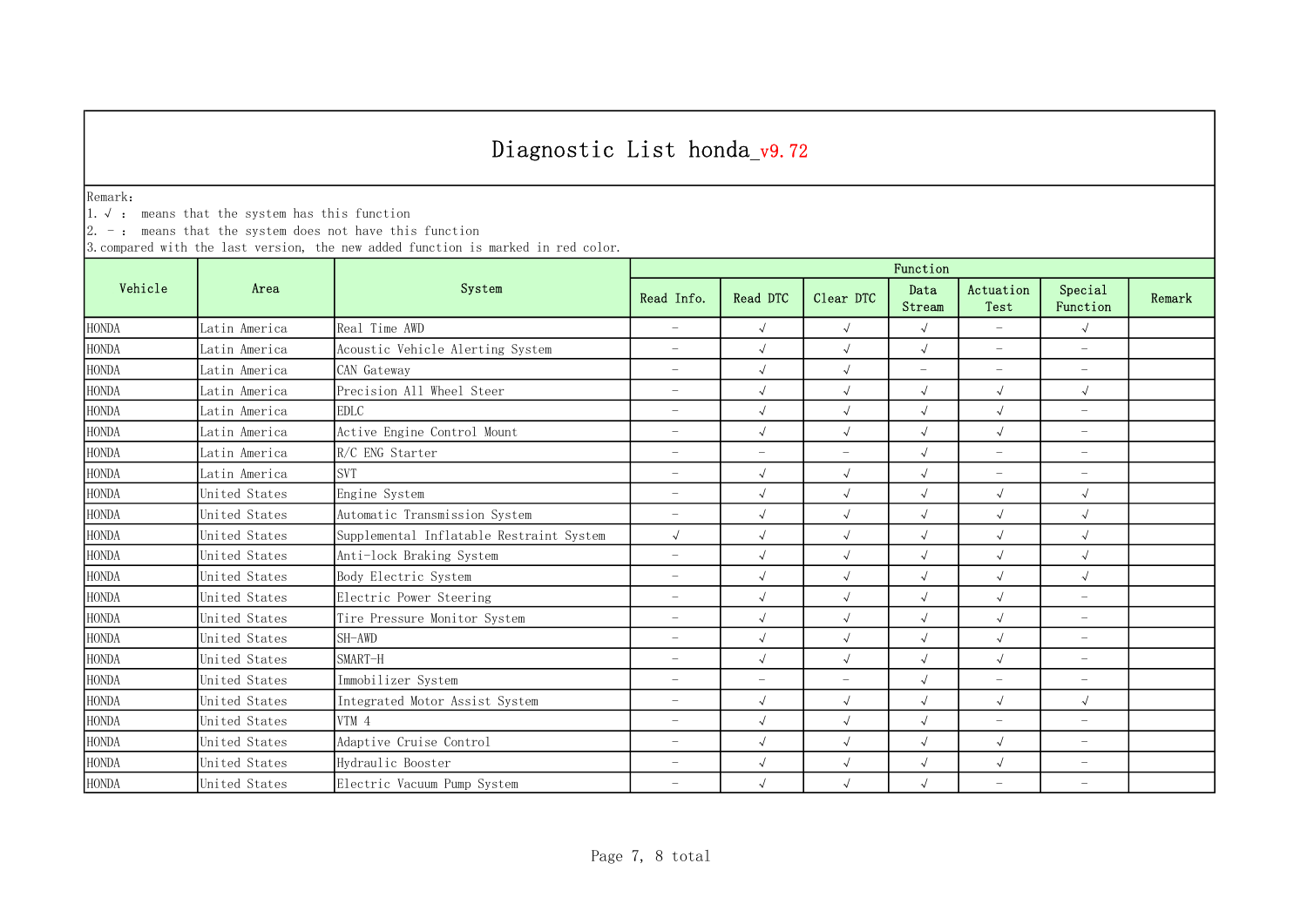# Diagnostic List honda_v9.72

Remark:
1. √ :  means that the system has this function
2. - :  means that the system does not have this function
3. compared with the last version, the new added function is marked in red color.

| Vehicle | Area | System | Function | | | | | | |
|---|---|---|---|---|---|---|---|---|---|
| | | | Read Info. | Read DTC | Clear DTC | Data Stream | Actuation Test | Special Function | Remark |
| HONDA | Latin America | Real Time AWD | - | √ | √ | √ | - | √ | |
| HONDA | Latin America | Acoustic Vehicle Alerting System | - | √ | √ | √ | - | - | |
| HONDA | Latin America | CAN Gateway | - | √ | √ | - | - | - | |
| HONDA | Latin America | Precision All Wheel Steer | - | √ | √ | √ | √ | √ | |
| HONDA | Latin America | EDLC | - | √ | √ | √ | √ | - | |
| HONDA | Latin America | Active Engine Control Mount | - | √ | √ | √ | √ | - | |
| HONDA | Latin America | R/C ENG Starter | - | - | - | √ | - | - | |
| HONDA | Latin America | SVT | - | √ | √ | √ | - | - | |
| HONDA | United States | Engine System | - | √ | √ | √ | √ | √ | |
| HONDA | United States | Automatic Transmission System | - | √ | √ | √ | √ | √ | |
| HONDA | United States | Supplemental Inflatable Restraint System | √ | √ | √ | √ | √ | √ | |
| HONDA | United States | Anti-lock Braking System | - | √ | √ | √ | √ | √ | |
| HONDA | United States | Body Electric System | - | √ | √ | √ | √ | √ | |
| HONDA | United States | Electric Power Steering | - | √ | √ | √ | √ | - | |
| HONDA | United States | Tire Pressure Monitor System | - | √ | √ | √ | √ | - | |
| HONDA | United States | SH-AWD | - | √ | √ | √ | √ | - | |
| HONDA | United States | SMART-H | - | √ | √ | √ | √ | - | |
| HONDA | United States | Immobilizer System | - | - | - | √ | - | - | |
| HONDA | United States | Integrated Motor Assist System | - | √ | √ | √ | √ | √ | |
| HONDA | United States | VTM 4 | - | √ | √ | √ | - | - | |
| HONDA | United States | Adaptive Cruise Control | - | √ | √ | √ | √ | - | |
| HONDA | United States | Hydraulic Booster | - | √ | √ | √ | √ | - | |
| HONDA | United States | Electric Vacuum Pump System | - | √ | √ | √ | - | - | |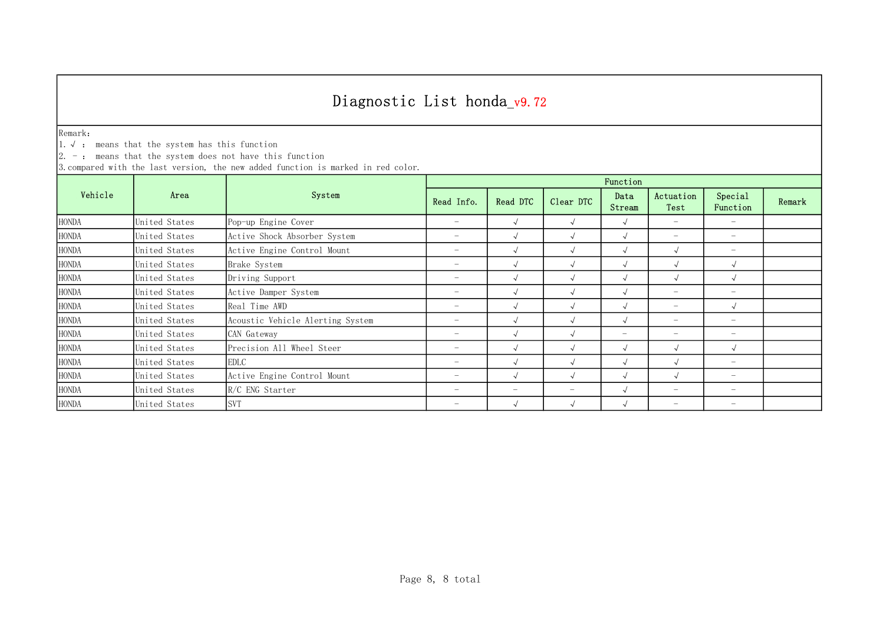# Diagnostic List honda_v9.72

Remark:
1. √ : means that the system has this function
2. - : means that the system does not have this function
3.compared with the last version, the new added function is marked in red color.

| Vehicle | Area | System | Function | | | | | | |
|---|---|---|---|---|---|---|---|---|---|
| | | | Read Info. | Read DTC | Clear DTC | Data Stream | Actuation Test | Special Function | Remark |
| HONDA | United States | Pop-up Engine Cover | - | √ | √ | √ | - | - | |
| HONDA | United States | Active Shock Absorber System | - | √ | √ | √ | - | - | |
| HONDA | United States | Active Engine Control Mount | - | √ | √ | √ | √ | - | |
| HONDA | United States | Brake System | - | √ | √ | √ | √ | √ | |
| HONDA | United States | Driving Support | - | √ | √ | √ | √ | √ | |
| HONDA | United States | Active Damper System | - | √ | √ | √ | - | - | |
| HONDA | United States | Real Time AWD | - | √ | √ | √ | - | √ | |
| HONDA | United States | Acoustic Vehicle Alerting System | - | √ | √ | √ | - | - | |
| HONDA | United States | CAN Gateway | - | √ | √ | - | - | - | |
| HONDA | United States | Precision All Wheel Steer | - | √ | √ | √ | √ | √ | |
| HONDA | United States | EDLC | - | √ | √ | √ | √ | - | |
| HONDA | United States | Active Engine Control Mount | - | √ | √ | √ | √ | - | |
| HONDA | United States | R/C ENG Starter | - | - | - | √ | - | - | |
| HONDA | United States | SVT | - | √ | √ | √ | - | - | |